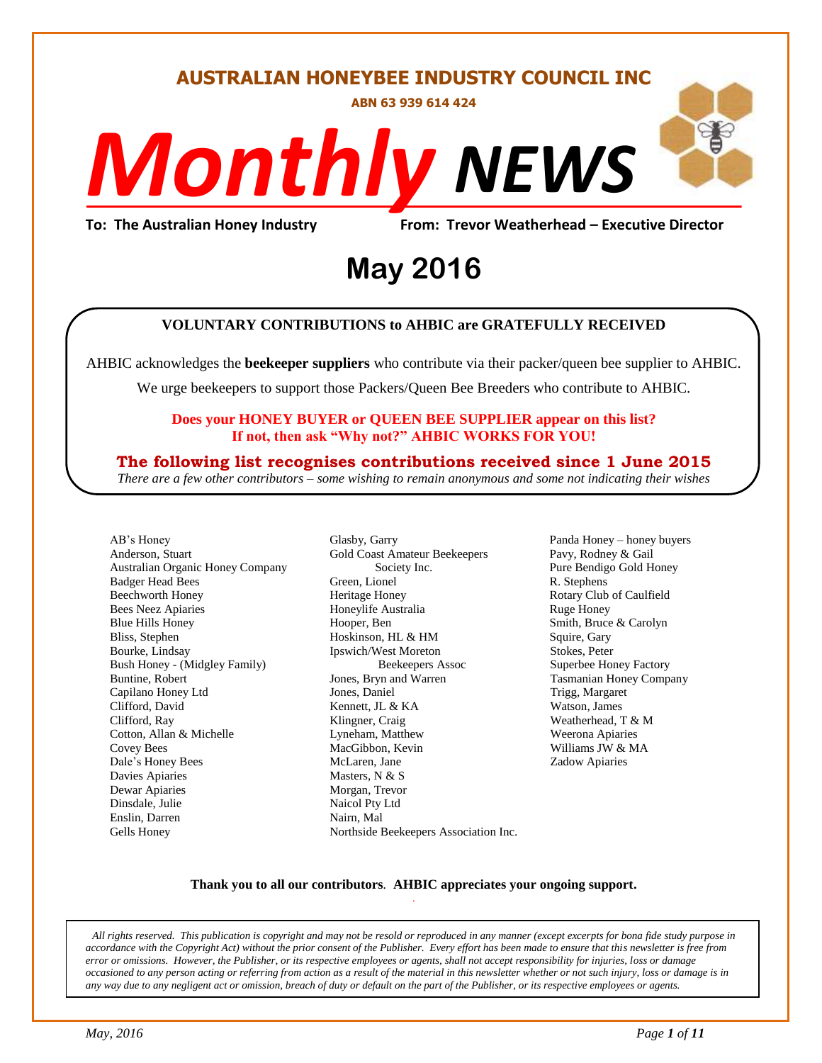# AUSTRALIAN HONEYBEE INDUSTRY COUNCIL INC

**ABN 63 939 614 424**

# *Monthly* NEWS

**To: The Australian Honey Industry** **From: Trevor Weatherhead – Executive Director**

## May 2016

**VOLUNTARY CONTRIBUTIONS to AHBIC are GRATEFULLY RECEIVED**

AHBIC acknowledges the **beekeeper suppliers** who contribute via their packer/queen bee supplier to AHBIC.

We urge beekeepers to support those Packers/Queen Bee Breeders who contribute to AHBIC.

**Does your HONEY BUYER or QUEEN BEE SUPPLIER appear on this list?**
**If not, then ask "Why not?" AHBIC WORKS FOR YOU!**

**The following list recognises contributions received since 1 June 2015**

*There are a few other contributors – some wishing to remain anonymous and some not indicating their wishes*

AB's Honey
Anderson, Stuart
Australian Organic Honey Company
Badger Head Bees
Beechworth Honey
Bees Neez Apiaries
Blue Hills Honey
Bliss, Stephen
Bourke, Lindsay
Bush Honey - (Midgley Family)
Buntine, Robert
Capilano Honey Ltd
Clifford, David
Clifford, Ray
Cotton, Allan & Michelle
Covey Bees
Dale's Honey Bees
Davies Apiaries
Dewar Apiaries
Dinsdale, Julie
Enslin, Darren
Gells Honey
Glasby, Garry
Gold Coast Amateur Beekeepers Society Inc.
Green, Lionel
Heritage Honey
Honeylife Australia
Hooper, Ben
Hoskinson, HL & HM
Ipswich/West Moreton Beekeepers Assoc
Jones, Bryn and Warren
Jones, Daniel
Kennett, JL & KA
Klingner, Craig
Lyneham, Matthew
MacGibbon, Kevin
McLaren, Jane
Masters, N & S
Morgan, Trevor
Naicol Pty Ltd
Nairn, Mal
Northside Beekeepers Association Inc.
Panda Honey – honey buyers
Pavy, Rodney & Gail
Pure Bendigo Gold Honey
R. Stephens
Rotary Club of Caulfield
Ruge Honey
Smith, Bruce & Carolyn
Squire, Gary
Stokes, Peter
Superbee Honey Factory
Tasmanian Honey Company
Trigg, Margaret
Watson, James
Weatherhead, T & M
Weerona Apiaries
Williams JW & MA
Zadow Apiaries

**Thank you to all our contributors**. **AHBIC appreciates your ongoing support.**

*All rights reserved. This publication is copyright and may not be resold or reproduced in any manner (except excerpts for bona fide study purpose in accordance with the Copyright Act) without the prior consent of the Publisher. Every effort has been made to ensure that this newsletter is free from error or omissions. However, the Publisher, or its respective employees or agents, shall not accept responsibility for injuries, loss or damage occasioned to any person acting or referring from action as a result of the material in this newsletter whether or not such injury, loss or damage is in any way due to any negligent act or omission, breach of duty or default on the part of the Publisher, or its respective employees or agents.*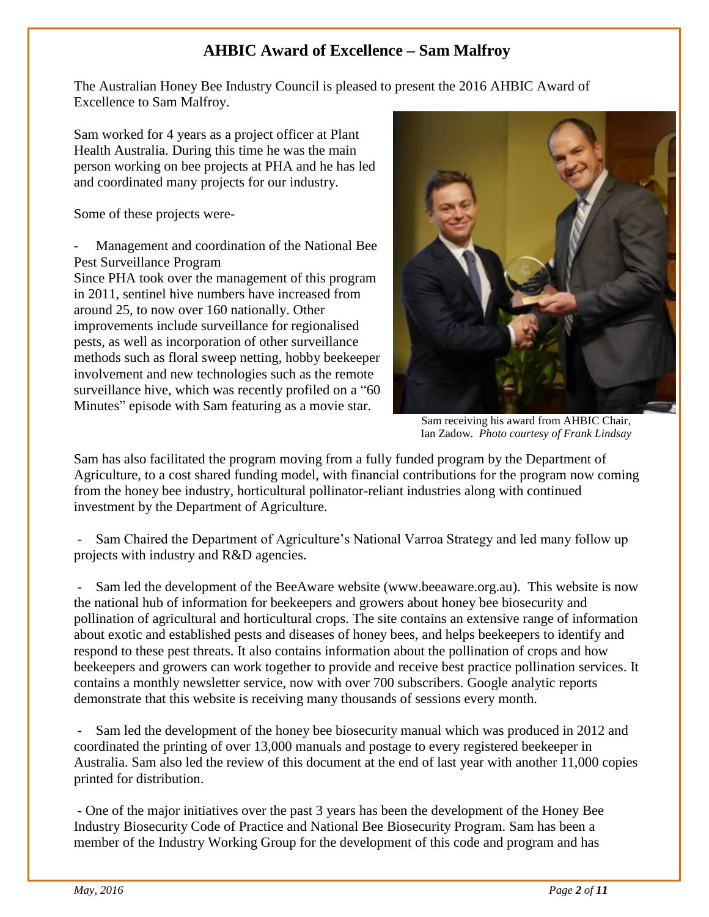## AHBIC Award of Excellence – Sam Malfroy

The Australian Honey Bee Industry Council is pleased to present the 2016 AHBIC Award of Excellence to Sam Malfroy.

Sam worked for 4 years as a project officer at Plant Health Australia. During this time he was the main person working on bee projects at PHA and he has led and coordinated many projects for our industry.

Some of these projects were-

- Management and coordination of the National Bee Pest Surveillance Program

Since PHA took over the management of this program in 2011, sentinel hive numbers have increased from around 25, to now over 160 nationally. Other improvements include surveillance for regionalised pests, as well as incorporation of other surveillance methods such as floral sweep netting, hobby beekeeper involvement and new technologies such as the remote surveillance hive, which was recently profiled on a "60 Minutes" episode with Sam featuring as a movie star.

Sam receiving his award from AHBIC Chair, Ian Zadow. *Photo courtesy of Frank Lindsay*

Sam has also facilitated the program moving from a fully funded program by the Department of Agriculture, to a cost shared funding model, with financial contributions for the program now coming from the honey bee industry, horticultural pollinator-reliant industries along with continued investment by the Department of Agriculture.

- Sam Chaired the Department of Agriculture's National Varroa Strategy and led many follow up projects with industry and R&D agencies.

- Sam led the development of the BeeAware website (www.beeaware.org.au). This website is now the national hub of information for beekeepers and growers about honey bee biosecurity and pollination of agricultural and horticultural crops. The site contains an extensive range of information about exotic and established pests and diseases of honey bees, and helps beekeepers to identify and respond to these pest threats. It also contains information about the pollination of crops and how beekeepers and growers can work together to provide and receive best practice pollination services. It contains a monthly newsletter service, now with over 700 subscribers. Google analytic reports demonstrate that this website is receiving many thousands of sessions every month.

- Sam led the development of the honey bee biosecurity manual which was produced in 2012 and coordinated the printing of over 13,000 manuals and postage to every registered beekeeper in Australia. Sam also led the review of this document at the end of last year with another 11,000 copies printed for distribution.

- One of the major initiatives over the past 3 years has been the development of the Honey Bee Industry Biosecurity Code of Practice and National Bee Biosecurity Program. Sam has been a member of the Industry Working Group for the development of this code and program and has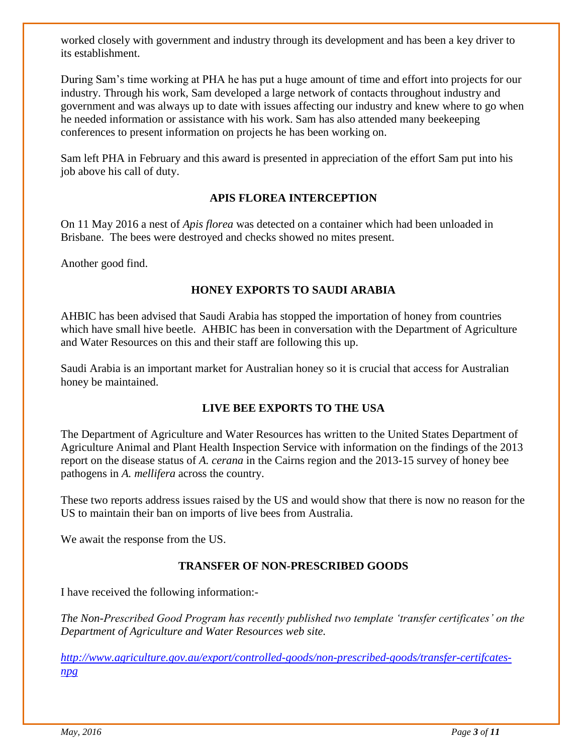worked closely with government and industry through its development and has been a key driver to its establishment.

During Sam's time working at PHA he has put a huge amount of time and effort into projects for our industry. Through his work, Sam developed a large network of contacts throughout industry and government and was always up to date with issues affecting our industry and knew where to go when he needed information or assistance with his work. Sam has also attended many beekeeping conferences to present information on projects he has been working on.

Sam left PHA in February and this award is presented in appreciation of the effort Sam put into his job above his call of duty.

## APIS FLOREA INTERCEPTION

On 11 May 2016 a nest of *Apis florea* was detected on a container which had been unloaded in Brisbane. The bees were destroyed and checks showed no mites present.

Another good find.

## HONEY EXPORTS TO SAUDI ARABIA

AHBIC has been advised that Saudi Arabia has stopped the importation of honey from countries which have small hive beetle. AHBIC has been in conversation with the Department of Agriculture and Water Resources on this and their staff are following this up.

Saudi Arabia is an important market for Australian honey so it is crucial that access for Australian honey be maintained.

## LIVE BEE EXPORTS TO THE USA

The Department of Agriculture and Water Resources has written to the United States Department of Agriculture Animal and Plant Health Inspection Service with information on the findings of the 2013 report on the disease status of *A. cerana* in the Cairns region and the 2013-15 survey of honey bee pathogens in *A. mellifera* across the country.

These two reports address issues raised by the US and would show that there is now no reason for the US to maintain their ban on imports of live bees from Australia.

We await the response from the US.

## TRANSFER OF NON-PRESCRIBED GOODS

I have received the following information:-

*The Non-Prescribed Good Program has recently published two template 'transfer certificates' on the Department of Agriculture and Water Resources web site.*

*http://www.agriculture.gov.au/export/controlled-goods/non-prescribed-goods/transfer-certifcates-npg*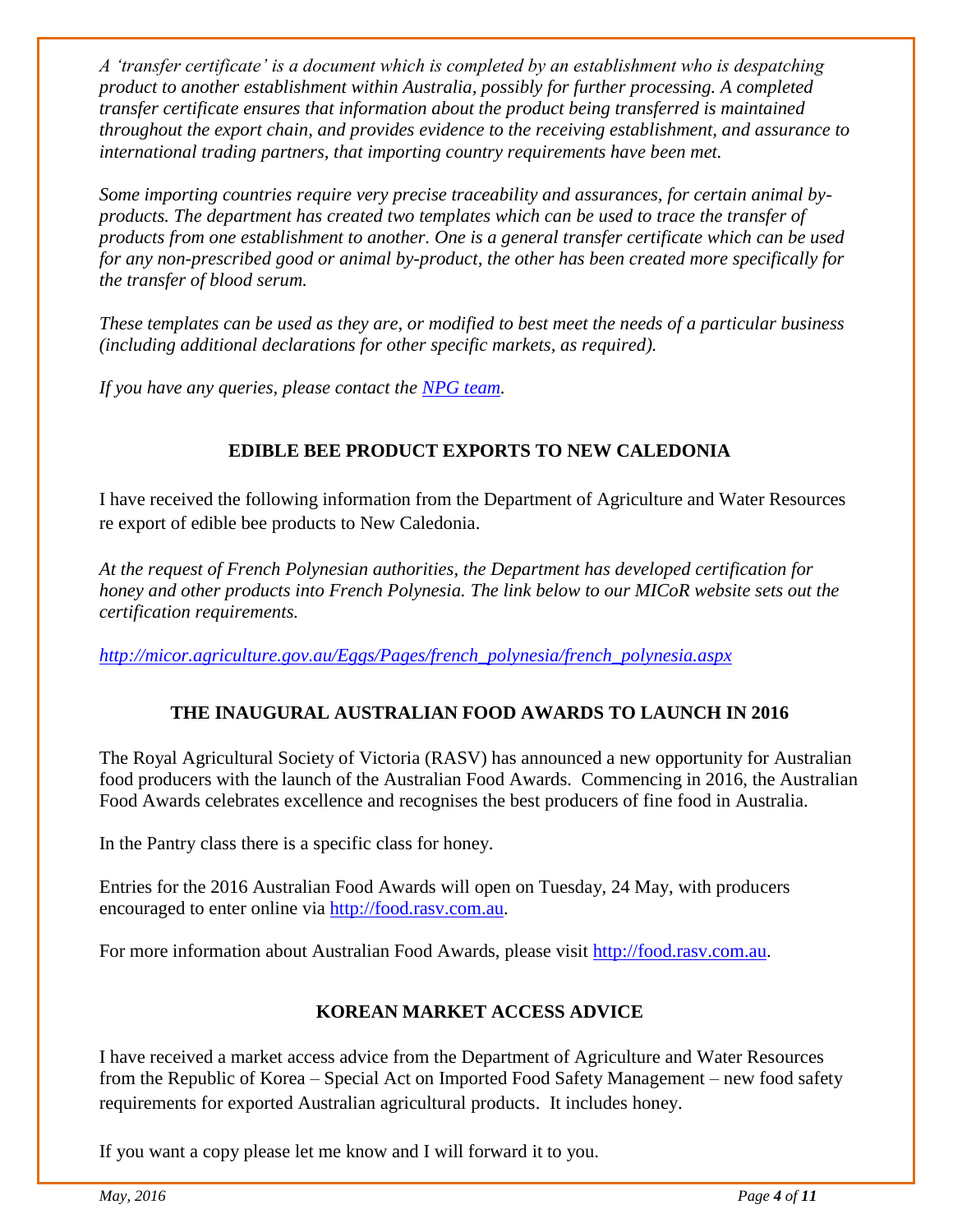*A ‘transfer certificate’ is a document which is completed by an establishment who is despatching product to another establishment within Australia, possibly for further processing. A completed transfer certificate ensures that information about the product being transferred is maintained throughout the export chain, and provides evidence to the receiving establishment, and assurance to international trading partners, that importing country requirements have been met.*

*Some importing countries require very precise traceability and assurances, for certain animal by-products. The department has created two templates which can be used to trace the transfer of products from one establishment to another. One is a general transfer certificate which can be used for any non-prescribed good or animal by-product, the other has been created more specifically for the transfer of blood serum.*

*These templates can be used as they are, or modified to best meet the needs of a particular business (including additional declarations for other specific markets, as required).*

*If you have any queries, please contact the NPG team.*

## EDIBLE BEE PRODUCT EXPORTS TO NEW CALEDONIA

I have received the following information from the Department of Agriculture and Water Resources re export of edible bee products to New Caledonia.

*At the request of French Polynesian authorities, the Department has developed certification for honey and other products into French Polynesia. The link below to our MICoR website sets out the certification requirements.*

*http://micor.agriculture.gov.au/Eggs/Pages/french_polynesia/french_polynesia.aspx*

## THE INAUGURAL AUSTRALIAN FOOD AWARDS TO LAUNCH IN 2016

The Royal Agricultural Society of Victoria (RASV) has announced a new opportunity for Australian food producers with the launch of the Australian Food Awards. Commencing in 2016, the Australian Food Awards celebrates excellence and recognises the best producers of fine food in Australia.

In the Pantry class there is a specific class for honey.

Entries for the 2016 Australian Food Awards will open on Tuesday, 24 May, with producers encouraged to enter online via http://food.rasv.com.au.

For more information about Australian Food Awards, please visit http://food.rasv.com.au.

## KOREAN MARKET ACCESS ADVICE

I have received a market access advice from the Department of Agriculture and Water Resources from the Republic of Korea – Special Act on Imported Food Safety Management – new food safety requirements for exported Australian agricultural products. It includes honey.

If you want a copy please let me know and I will forward it to you.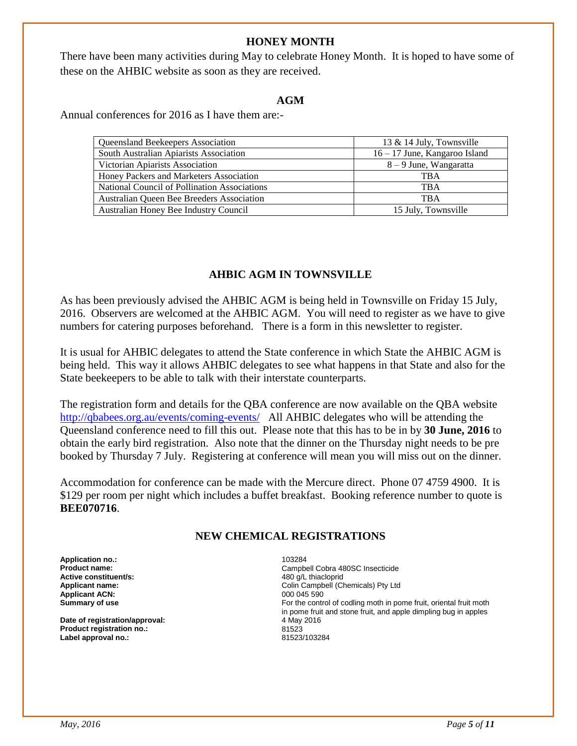## HONEY MONTH

There have been many activities during May to celebrate Honey Month. It is hoped to have some of these on the AHBIC website as soon as they are received.

## AGM

Annual conferences for 2016 as I have them are:-

| | |
|---|---|
| Queensland Beekeepers Association | 13 & 14 July, Townsville |
| South Australian Apiarists Association | 16 – 17 June, Kangaroo Island |
| Victorian Apiarists Association | 8 – 9 June, Wangaratta |
| Honey Packers and Marketers Association | TBA |
| National Council of Pollination Associations | TBA |
| Australian Queen Bee Breeders Association | TBA |
| Australian Honey Bee Industry Council | 15 July, Townsville |

## AHBIC AGM IN TOWNSVILLE

As has been previously advised the AHBIC AGM is being held in Townsville on Friday 15 July, 2016. Observers are welcomed at the AHBIC AGM. You will need to register as we have to give numbers for catering purposes beforehand. There is a form in this newsletter to register.

It is usual for AHBIC delegates to attend the State conference in which State the AHBIC AGM is being held. This way it allows AHBIC delegates to see what happens in that State and also for the State beekeepers to be able to talk with their interstate counterparts.

The registration form and details for the QBA conference are now available on the QBA website http://qbabees.org.au/events/coming-events/ All AHBIC delegates who will be attending the Queensland conference need to fill this out. Please note that this has to be in by **30 June, 2016** to obtain the early bird registration. Also note that the dinner on the Thursday night needs to be pre booked by Thursday 7 July. Registering at conference will mean you will miss out on the dinner.

Accommodation for conference can be made with the Mercure direct. Phone 07 4759 4900. It is $129 per room per night which includes a buffet breakfast. Booking reference number to quote is **BEE070716**.

## NEW CHEMICAL REGISTRATIONS

| | |
|---|---|
| **Application no.:** | 103284 |
| **Product name:** | Campbell Cobra 480SC Insecticide |
| **Active constituent/s:** | 480 g/L thiacloprid |
| **Applicant name:** | Colin Campbell (Chemicals) Pty Ltd |
| **Applicant ACN:** | 000 045 590 |
| **Summary of use** | For the control of codling moth in pome fruit, oriental fruit moth in pome fruit and stone fruit, and apple dimpling bug in apples |
| **Date of registration/approval:** | 4 May 2016 |
| **Product registration no.:** | 81523 |
| **Label approval no.:** | 81523/103284 |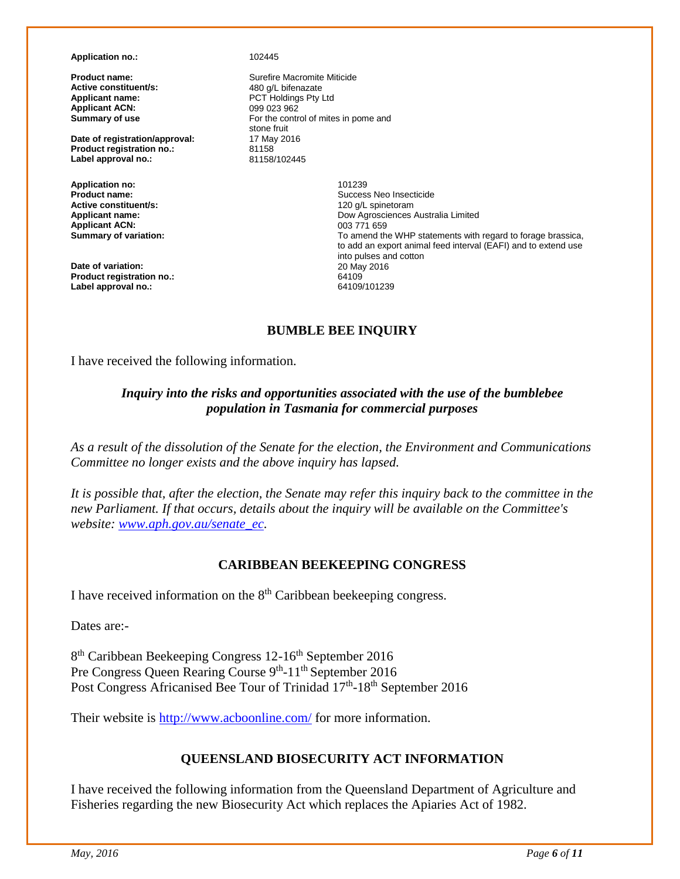**Application no.:** 102445

**Product name:** Surefire Macromite Miticide
**Active constituent/s:** 480 g/L bifenazate
**Applicant name:** PCT Holdings Pty Ltd
**Applicant ACN:** 099 023 962
**Summary of use** For the control of mites in pome and stone fruit

**Date of registration/approval:** 17 May 2016
**Product registration no.:** 81158
**Label approval no.:** 81158/102445

**Application no:** 101239
**Product name:** Success Neo Insecticide
**Active constituent/s:** 120 g/L spinetoram
**Applicant name:** Dow Agrosciences Australia Limited
**Applicant ACN:** 003 771 659
**Summary of variation:** To amend the WHP statements with regard to forage brassica, to add an export animal feed interval (EAFI) and to extend use into pulses and cotton

**Date of variation:** 20 May 2016
**Product registration no.:** 64109
**Label approval no.:** 64109/101239

## BUMBLE BEE INQUIRY

I have received the following information.

***Inquiry into the risks and opportunities associated with the use of the bumblebee population in Tasmania for commercial purposes***

*As a result of the dissolution of the Senate for the election, the Environment and Communications Committee no longer exists and the above inquiry has lapsed.*

*It is possible that, after the election, the Senate may refer this inquiry back to the committee in the new Parliament. If that occurs, details about the inquiry will be available on the Committee's website: [www.aph.gov.au/senate_ec](www.aph.gov.au/senate_ec).*

## CARIBBEAN BEEKEEPING CONGRESS

I have received information on the 8th Caribbean beekeeping congress.

Dates are:-

8th Caribbean Beekeeping Congress 12-16th September 2016
Pre Congress Queen Rearing Course 9th-11th September 2016
Post Congress Africanised Bee Tour of Trinidad 17th-18th September 2016

Their website is [http://www.acboonline.com/](http://www.acboonline.com/) for more information.

## QUEENSLAND BIOSECURITY ACT INFORMATION

I have received the following information from the Queensland Department of Agriculture and Fisheries regarding the new Biosecurity Act which replaces the Apiaries Act of 1982.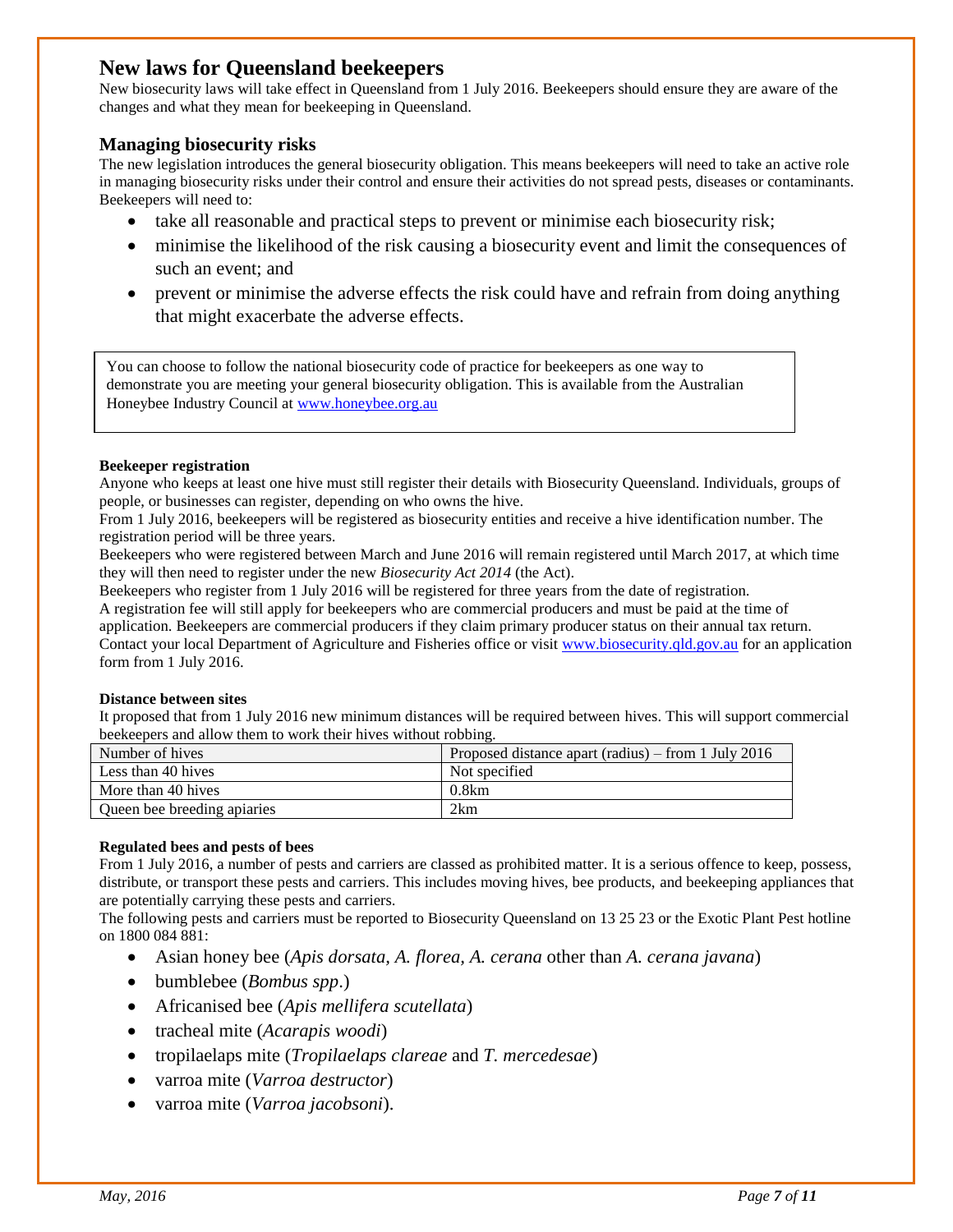## New laws for Queensland beekeepers

New biosecurity laws will take effect in Queensland from 1 July 2016. Beekeepers should ensure they are aware of the changes and what they mean for beekeeping in Queensland.

### Managing biosecurity risks

The new legislation introduces the general biosecurity obligation. This means beekeepers will need to take an active role in managing biosecurity risks under their control and ensure their activities do not spread pests, diseases or contaminants. Beekeepers will need to:

- take all reasonable and practical steps to prevent or minimise each biosecurity risk;
- minimise the likelihood of the risk causing a biosecurity event and limit the consequences of such an event; and
- prevent or minimise the adverse effects the risk could have and refrain from doing anything that might exacerbate the adverse effects.

> You can choose to follow the national biosecurity code of practice for beekeepers as one way to demonstrate you are meeting your general biosecurity obligation. This is available from the Australian Honeybee Industry Council at www.honeybee.org.au

**Beekeeper registration**

Anyone who keeps at least one hive must still register their details with Biosecurity Queensland. Individuals, groups of people, or businesses can register, depending on who owns the hive.

From 1 July 2016, beekeepers will be registered as biosecurity entities and receive a hive identification number. The registration period will be three years.

Beekeepers who were registered between March and June 2016 will remain registered until March 2017, at which time they will then need to register under the new *Biosecurity Act 2014* (the Act).

Beekeepers who register from 1 July 2016 will be registered for three years from the date of registration.

A registration fee will still apply for beekeepers who are commercial producers and must be paid at the time of application. Beekeepers are commercial producers if they claim primary producer status on their annual tax return.

Contact your local Department of Agriculture and Fisheries office or visit www.biosecurity.qld.gov.au for an application form from 1 July 2016.

**Distance between sites**

It proposed that from 1 July 2016 new minimum distances will be required between hives. This will support commercial beekeepers and allow them to work their hives without robbing.

| Number of hives | Proposed distance apart (radius) – from 1 July 2016 |
|---|---|
| Less than 40 hives | Not specified |
| More than 40 hives | 0.8km |
| Queen bee breeding apiaries | 2km |

**Regulated bees and pests of bees**

From 1 July 2016, a number of pests and carriers are classed as prohibited matter. It is a serious offence to keep, possess, distribute, or transport these pests and carriers. This includes moving hives, bee products, and beekeeping appliances that are potentially carrying these pests and carriers.

The following pests and carriers must be reported to Biosecurity Queensland on 13 25 23 or the Exotic Plant Pest hotline on 1800 084 881:

- Asian honey bee (*Apis dorsata, A. florea, A. cerana* other than *A. cerana javana*)
- bumblebee (*Bombus spp*.)
- Africanised bee (*Apis mellifera scutellata*)
- tracheal mite (*Acarapis woodi*)
- tropilaelaps mite (*Tropilaelaps clareae* and *T. mercedesae*)
- varroa mite (*Varroa destructor*)
- varroa mite (*Varroa jacobsoni*).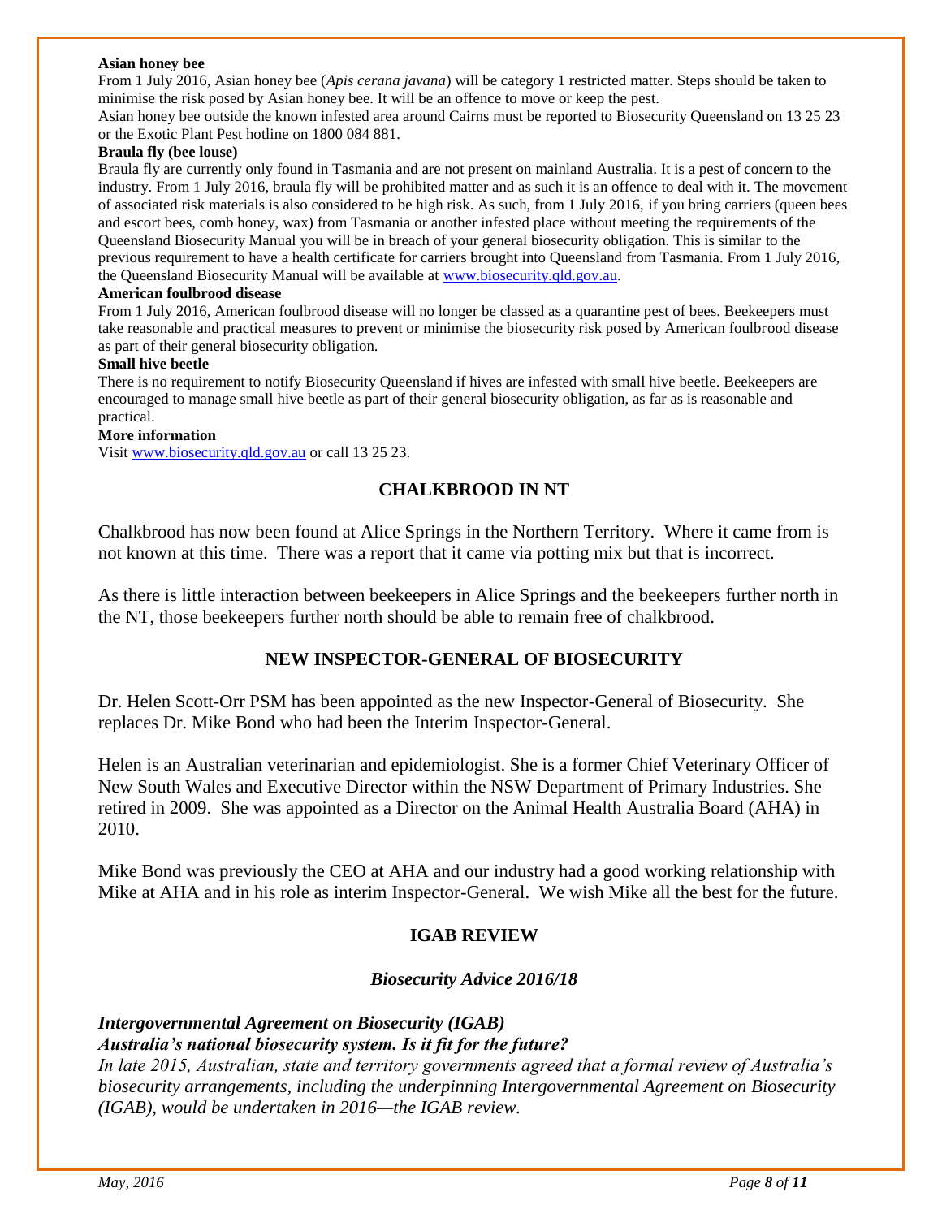**Asian honey bee**

From 1 July 2016, Asian honey bee (*Apis cerana javana*) will be category 1 restricted matter. Steps should be taken to minimise the risk posed by Asian honey bee. It will be an offence to move or keep the pest.

Asian honey bee outside the known infested area around Cairns must be reported to Biosecurity Queensland on 13 25 23 or the Exotic Plant Pest hotline on 1800 084 881.

**Braula fly (bee louse)**

Braula fly are currently only found in Tasmania and are not present on mainland Australia. It is a pest of concern to the industry. From 1 July 2016, braula fly will be prohibited matter and as such it is an offence to deal with it. The movement of associated risk materials is also considered to be high risk. As such, from 1 July 2016, if you bring carriers (queen bees and escort bees, comb honey, wax) from Tasmania or another infested place without meeting the requirements of the Queensland Biosecurity Manual you will be in breach of your general biosecurity obligation. This is similar to the previous requirement to have a health certificate for carriers brought into Queensland from Tasmania. From 1 July 2016, the Queensland Biosecurity Manual will be available at www.biosecurity.qld.gov.au.

**American foulbrood disease**

From 1 July 2016, American foulbrood disease will no longer be classed as a quarantine pest of bees. Beekeepers must take reasonable and practical measures to prevent or minimise the biosecurity risk posed by American foulbrood disease as part of their general biosecurity obligation.

**Small hive beetle**

There is no requirement to notify Biosecurity Queensland if hives are infested with small hive beetle. Beekeepers are encouraged to manage small hive beetle as part of their general biosecurity obligation, as far as is reasonable and practical.

**More information**

Visit www.biosecurity.qld.gov.au or call 13 25 23.

## CHALKBROOD IN NT

Chalkbrood has now been found at Alice Springs in the Northern Territory. Where it came from is not known at this time. There was a report that it came via potting mix but that is incorrect.

As there is little interaction between beekeepers in Alice Springs and the beekeepers further north in the NT, those beekeepers further north should be able to remain free of chalkbrood.

## NEW INSPECTOR-GENERAL OF BIOSECURITY

Dr. Helen Scott-Orr PSM has been appointed as the new Inspector-General of Biosecurity. She replaces Dr. Mike Bond who had been the Interim Inspector-General.

Helen is an Australian veterinarian and epidemiologist. She is a former Chief Veterinary Officer of New South Wales and Executive Director within the NSW Department of Primary Industries. She retired in 2009. She was appointed as a Director on the Animal Health Australia Board (AHA) in 2010.

Mike Bond was previously the CEO at AHA and our industry had a good working relationship with Mike at AHA and in his role as interim Inspector-General. We wish Mike all the best for the future.

## IGAB REVIEW

***Biosecurity Advice 2016/18***

***Intergovernmental Agreement on Biosecurity (IGAB)***
***Australia's national biosecurity system. Is it fit for the future?***

*In late 2015, Australian, state and territory governments agreed that a formal review of Australia's biosecurity arrangements, including the underpinning Intergovernmental Agreement on Biosecurity (IGAB), would be undertaken in 2016—the IGAB review.*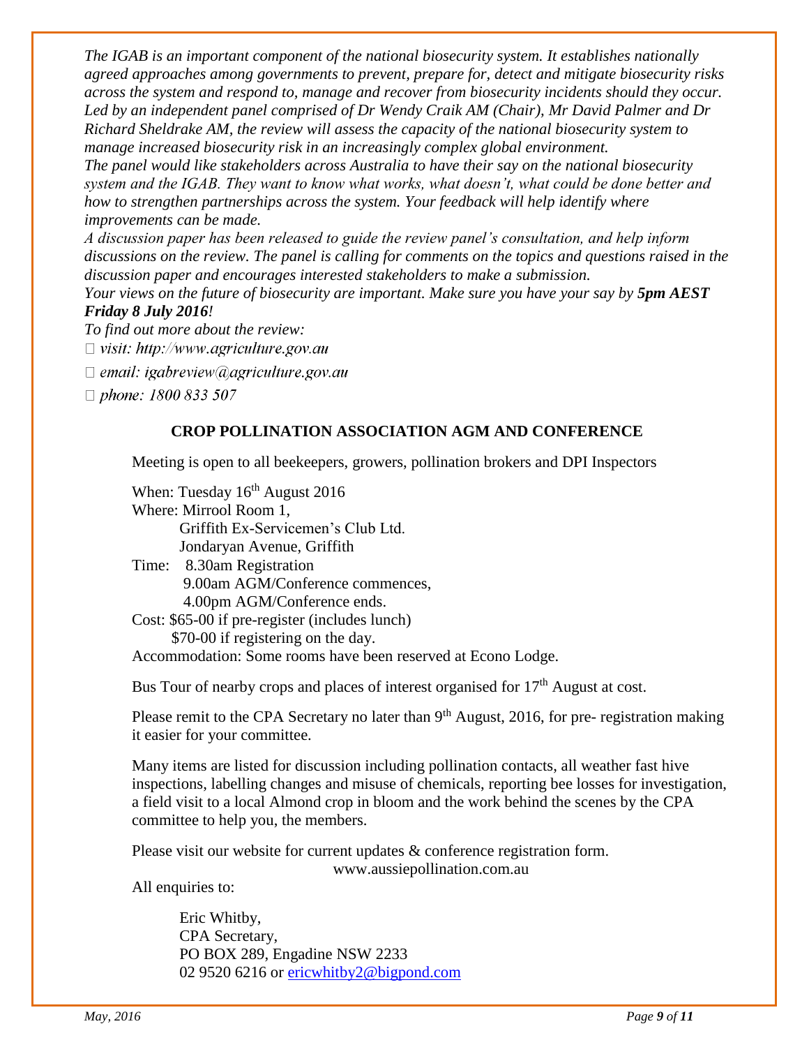*The IGAB is an important component of the national biosecurity system. It establishes nationally agreed approaches among governments to prevent, prepare for, detect and mitigate biosecurity risks across the system and respond to, manage and recover from biosecurity incidents should they occur. Led by an independent panel comprised of Dr Wendy Craik AM (Chair), Mr David Palmer and Dr Richard Sheldrake AM, the review will assess the capacity of the national biosecurity system to manage increased biosecurity risk in an increasingly complex global environment.*

*The panel would like stakeholders across Australia to have their say on the national biosecurity system and the IGAB. They want to know what works, what doesn't, what could be done better and how to strengthen partnerships across the system. Your feedback will help identify where improvements can be made.*

*A discussion paper has been released to guide the review panel's consultation, and help inform discussions on the review. The panel is calling for comments on the topics and questions raised in the discussion paper and encourages interested stakeholders to make a submission.*

*Your views on the future of biosecurity are important. Make sure you have your say by* ***5pm AEST Friday 8 July 2016****!*

*To find out more about the review:*

- *visit: http://www.agriculture.gov.au*
- *email: igabreview@agriculture.gov.au*
- *phone: 1800 833 507*

## CROP POLLINATION ASSOCIATION AGM AND CONFERENCE

Meeting is open to all beekeepers, growers, pollination brokers and DPI Inspectors

When: Tuesday 16th August 2016
Where: Mirrool Room 1,
Griffith Ex-Servicemen's Club Ltd.
Jondaryan Avenue, Griffith
Time: 8.30am Registration
9.00am AGM/Conference commences,
4.00pm AGM/Conference ends.
Cost: $65-00 if pre-register (includes lunch)
$70-00 if registering on the day.
Accommodation: Some rooms have been reserved at Econo Lodge.

Bus Tour of nearby crops and places of interest organised for 17th August at cost.

Please remit to the CPA Secretary no later than 9th August, 2016, for pre- registration making it easier for your committee.

Many items are listed for discussion including pollination contacts, all weather fast hive inspections, labelling changes and misuse of chemicals, reporting bee losses for investigation, a field visit to a local Almond crop in bloom and the work behind the scenes by the CPA committee to help you, the members.

Please visit our website for current updates & conference registration form.
www.aussiepollination.com.au

All enquiries to:

Eric Whitby,
CPA Secretary,
PO BOX 289, Engadine NSW 2233
02 9520 6216 or ericwhitby2@bigpond.com

*May, 2016*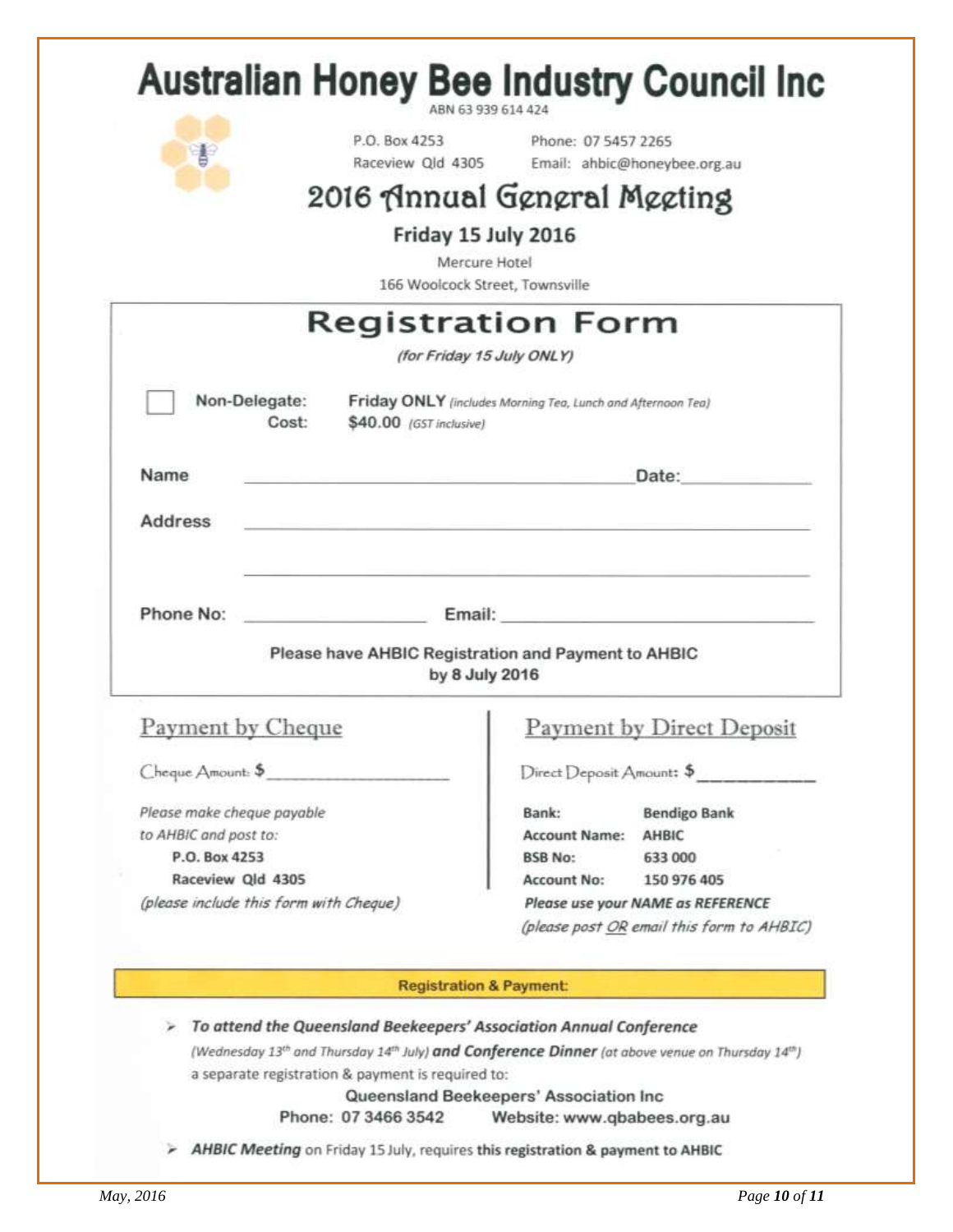# Australian Honey Bee Industry Council Inc

ABN 63 939 614 424

P.O. Box 4253
Raceview Qld 4305

Phone: 07 5457 2265
Email: ahbic@honeybee.org.au

## 2016 Annual General Meeting

**Friday 15 July 2016**

Mercure Hotel
166 Woolcock Street, Townsville

## Registration Form

*(for Friday 15 July ONLY)*

☐ **Non-Delegate:** **Friday ONLY** *(includes Morning Tea, Lunch and Afternoon Tea)*
**Cost:** **$40.00** *(GST inclusive)*

**Name** ______________________________ **Date:** ______________

**Address** ______________________________________________

______________________________________________

**Phone No:** ________________ **Email:** ______________________

**Please have AHBIC Registration and Payment to AHBIC by 8 July 2016**

### Payment by Cheque

Cheque Amount: $ ________________

*Please make cheque payable to AHBIC and post to:*

**P.O. Box 4253**
**Raceview Qld 4305**

*(please include this form with Cheque)*

### Payment by Direct Deposit

Direct Deposit Amount: $ ____________

| | |
|---|---|
| **Bank:** | **Bendigo Bank** |
| **Account Name:** | **AHBIC** |
| **BSB No:** | **633 000** |
| **Account No:** | **150 976 405** |

***Please use your NAME as REFERENCE***

*(please post OR email this form to AHBIC)*

**Registration & Payment:**

- ***To attend the Queensland Beekeepers' Association Annual Conference*** *(Wednesday 13th and Thursday 14th July)* ***and Conference Dinner*** *(at above venue on Thursday 14th)* a separate registration & payment is required to:

  Queensland Beekeepers' Association Inc
  Phone: 07 3466 3542 Website: www.qbabees.org.au

- ***AHBIC Meeting*** on Friday 15 July, requires **this registration & payment to AHBIC**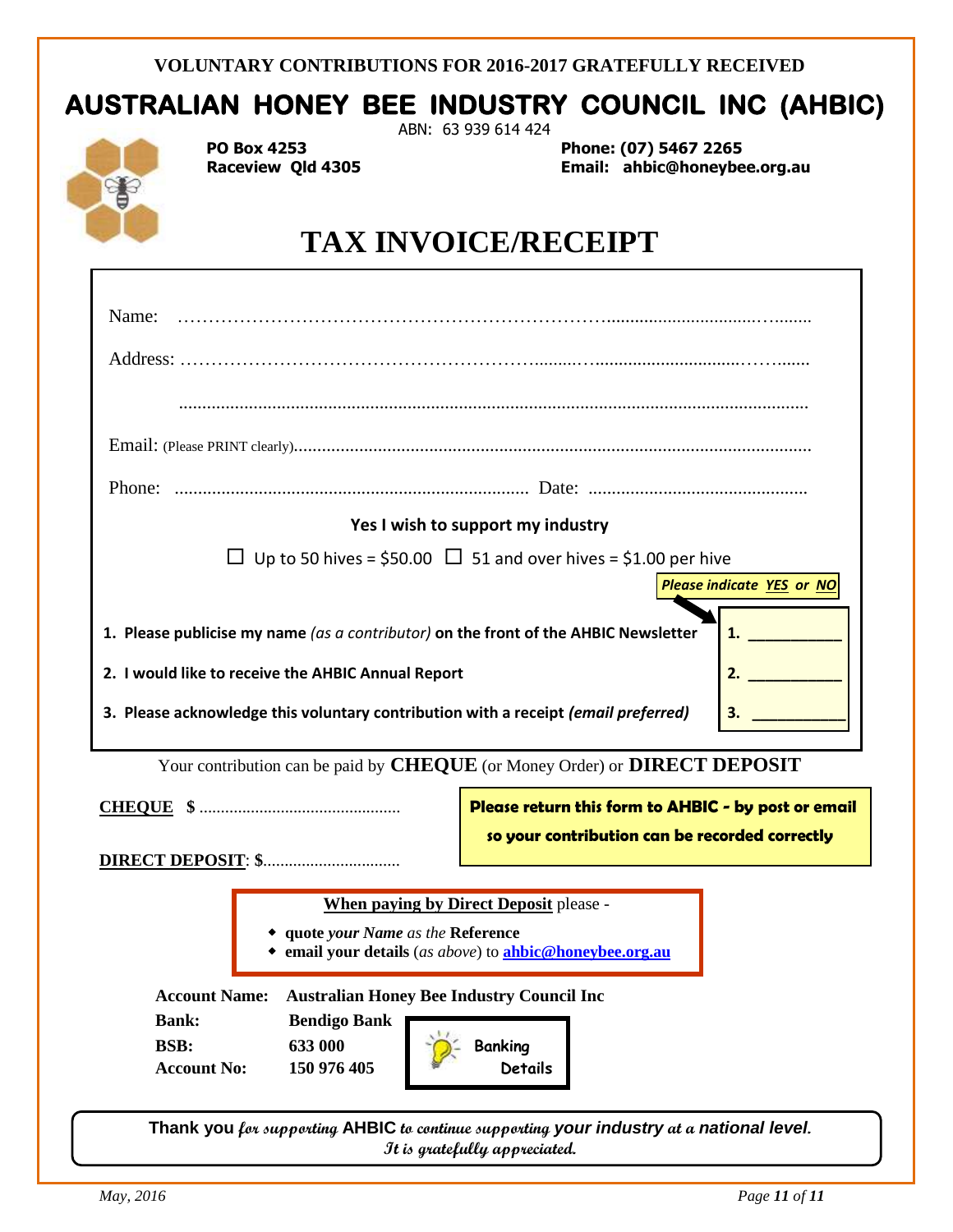**VOLUNTARY CONTRIBUTIONS FOR 2016-2017 GRATEFULLY RECEIVED**

# AUSTRALIAN HONEY BEE INDUSTRY COUNCIL INC (AHBIC)

ABN: 63 939 614 424

**PO Box 4253**
**Raceview Qld 4305**

**Phone: (07) 5467 2265**
**Email: ahbic@honeybee.org.au**

# TAX INVOICE/RECEIPT

Name: ..........................................................................................................

Address: ..........................................................................................................

..........................................................................................................

Email: (Please PRINT clearly)..........................................................................................................

Phone: .......................................................................... Date: ..............................................

**Yes I wish to support my industry**

☐ Up to 50 hives = $50.00 ☐ 51 and over hives = $1.00 per hive

***Please indicate YES or NO***

1. **Please publicise my name** *(as a contributor)* **on the front of the AHBIC Newsletter** — **1.** ___________
2. **I would like to receive the AHBIC Annual Report** — **2.** ___________
3. **Please acknowledge this voluntary contribution with a receipt** ***(email preferred)*** — **3.** ___________

Your contribution can be paid by **CHEQUE** (or Money Order) or **DIRECT DEPOSIT**

**CHEQUE $** ..............................................

**DIRECT DEPOSIT: $**...............................

**Please return this form to AHBIC - by post or email so your contribution can be recorded correctly**

**When paying by Direct Deposit** please -

- **quote** ***your Name*** *as the* **Reference**
- **email your details** (*as above*) to **ahbic@honeybee.org.au**

| | |
|---|---|
| **Account Name:** | **Australian Honey Bee Industry Council Inc** |
| **Bank:** | **Bendigo Bank** |
| **BSB:** | **633 000** |
| **Account No:** | **150 976 405** |

Banking Details

**Thank you** *for supporting* **AHBIC** *to continue supporting* ***your industry*** *at a* ***national level.***
*It is gratefully appreciated.*

*May, 2016*